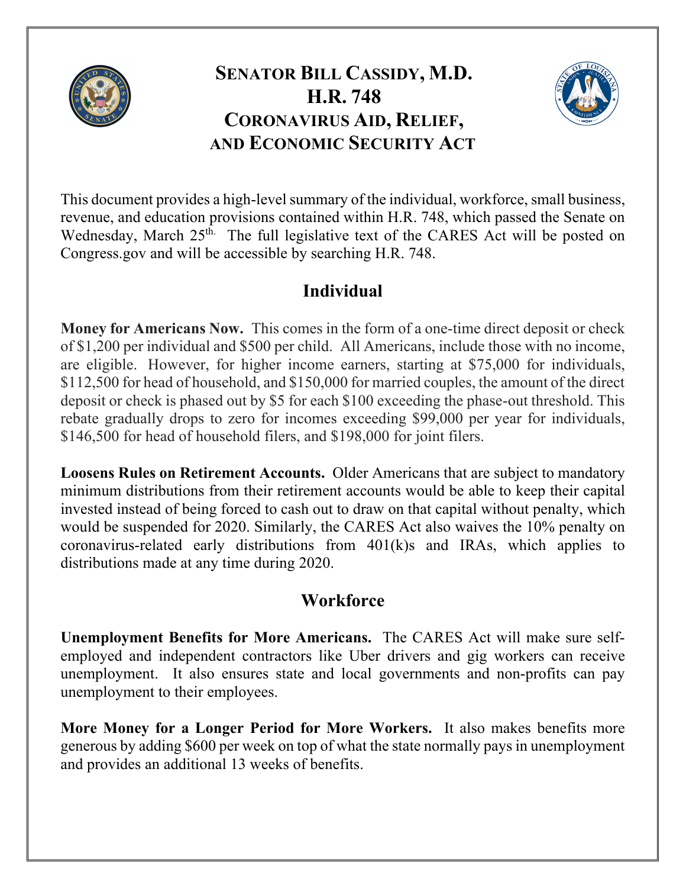# SENATOR BILL CASSIDY, M.D.
# H.R. 748
# CORONAVIRUS AID, RELIEF, AND ECONOMIC SECURITY ACT

This document provides a high-level summary of the individual, workforce, small business, revenue, and education provisions contained within H.R. 748, which passed the Senate on Wednesday, March 25th. The full legislative text of the CARES Act will be posted on Congress.gov and will be accessible by searching H.R. 748.

## Individual

**Money for Americans Now.** This comes in the form of a one-time direct deposit or check of $1,200 per individual and $500 per child. All Americans, include those with no income, are eligible. However, for higher income earners, starting at $75,000 for individuals, $112,500 for head of household, and $150,000 for married couples, the amount of the direct deposit or check is phased out by $5 for each $100 exceeding the phase-out threshold. This rebate gradually drops to zero for incomes exceeding $99,000 per year for individuals, $146,500 for head of household filers, and $198,000 for joint filers.

**Loosens Rules on Retirement Accounts.** Older Americans that are subject to mandatory minimum distributions from their retirement accounts would be able to keep their capital invested instead of being forced to cash out to draw on that capital without penalty, which would be suspended for 2020. Similarly, the CARES Act also waives the 10% penalty on coronavirus-related early distributions from 401(k)s and IRAs, which applies to distributions made at any time during 2020.

## Workforce

**Unemployment Benefits for More Americans.** The CARES Act will make sure self-employed and independent contractors like Uber drivers and gig workers can receive unemployment. It also ensures state and local governments and non-profits can pay unemployment to their employees.

**More Money for a Longer Period for More Workers.** It also makes benefits more generous by adding $600 per week on top of what the state normally pays in unemployment and provides an additional 13 weeks of benefits.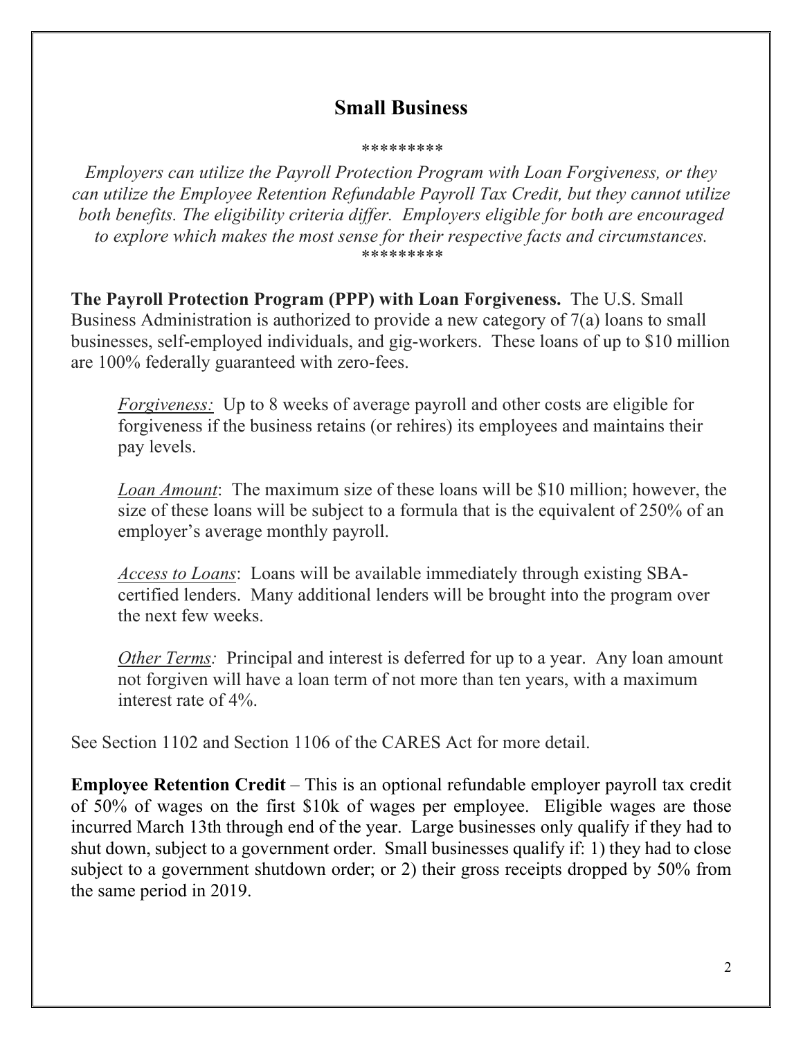## Small Business

*********

*Employers can utilize the Payroll Protection Program with Loan Forgiveness, or they can utilize the Employee Retention Refundable Payroll Tax Credit, but they cannot utilize both benefits. The eligibility criteria differ. Employers eligible for both are encouraged to explore which makes the most sense for their respective facts and circumstances.*

*********

**The Payroll Protection Program (PPP) with Loan Forgiveness.** The U.S. Small Business Administration is authorized to provide a new category of 7(a) loans to small businesses, self-employed individuals, and gig-workers. These loans of up to $10 million are 100% federally guaranteed with zero-fees.

> *Forgiveness:* Up to 8 weeks of average payroll and other costs are eligible for forgiveness if the business retains (or rehires) its employees and maintains their pay levels.
>
> Loan Amount: The maximum size of these loans will be $10 million; however, the size of these loans will be subject to a formula that is the equivalent of 250% of an employer's average monthly payroll.
>
> *Access to Loans*: Loans will be available immediately through existing SBA-certified lenders. Many additional lenders will be brought into the program over the next few weeks.
>
> *Other Terms:* Principal and interest is deferred for up to a year. Any loan amount not forgiven will have a loan term of not more than ten years, with a maximum interest rate of 4%.

See Section 1102 and Section 1106 of the CARES Act for more detail.

**Employee Retention Credit** – This is an optional refundable employer payroll tax credit of 50% of wages on the first $10k of wages per employee. Eligible wages are those incurred March 13th through end of the year. Large businesses only qualify if they had to shut down, subject to a government order. Small businesses qualify if: 1) they had to close subject to a government shutdown order; or 2) their gross receipts dropped by 50% from the same period in 2019.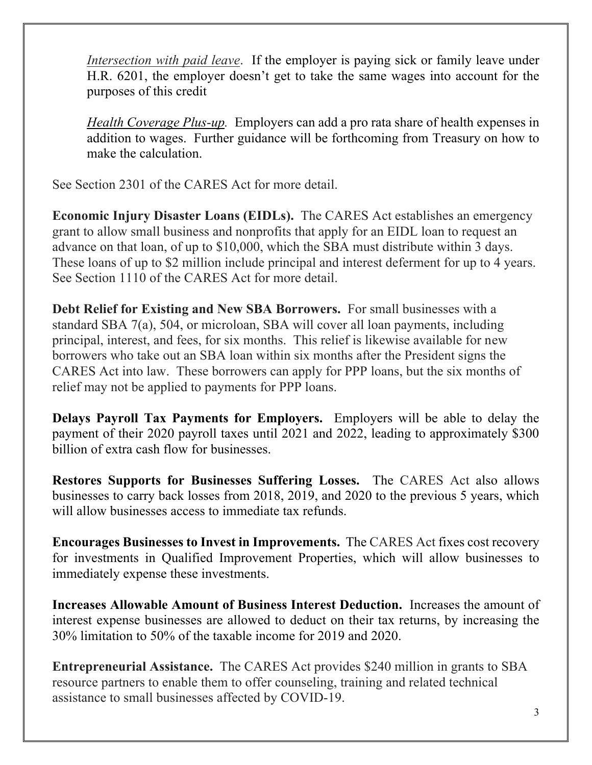*Intersection with paid leave*. If the employer is paying sick or family leave under H.R. 6201, the employer doesn't get to take the same wages into account for the purposes of this credit

*Health Coverage Plus-up.* Employers can add a pro rata share of health expenses in addition to wages. Further guidance will be forthcoming from Treasury on how to make the calculation.

See Section 2301 of the CARES Act for more detail.

**Economic Injury Disaster Loans (EIDLs).** The CARES Act establishes an emergency grant to allow small business and nonprofits that apply for an EIDL loan to request an advance on that loan, of up to $10,000, which the SBA must distribute within 3 days. These loans of up to $2 million include principal and interest deferment for up to 4 years. See Section 1110 of the CARES Act for more detail.

**Debt Relief for Existing and New SBA Borrowers.** For small businesses with a standard SBA 7(a), 504, or microloan, SBA will cover all loan payments, including principal, interest, and fees, for six months. This relief is likewise available for new borrowers who take out an SBA loan within six months after the President signs the CARES Act into law. These borrowers can apply for PPP loans, but the six months of relief may not be applied to payments for PPP loans.

**Delays Payroll Tax Payments for Employers.** Employers will be able to delay the payment of their 2020 payroll taxes until 2021 and 2022, leading to approximately $300 billion of extra cash flow for businesses.

**Restores Supports for Businesses Suffering Losses.** The CARES Act also allows businesses to carry back losses from 2018, 2019, and 2020 to the previous 5 years, which will allow businesses access to immediate tax refunds.

**Encourages Businesses to Invest in Improvements.** The CARES Act fixes cost recovery for investments in Qualified Improvement Properties, which will allow businesses to immediately expense these investments.

**Increases Allowable Amount of Business Interest Deduction.** Increases the amount of interest expense businesses are allowed to deduct on their tax returns, by increasing the 30% limitation to 50% of the taxable income for 2019 and 2020.

**Entrepreneurial Assistance.** The CARES Act provides $240 million in grants to SBA resource partners to enable them to offer counseling, training and related technical assistance to small businesses affected by COVID-19.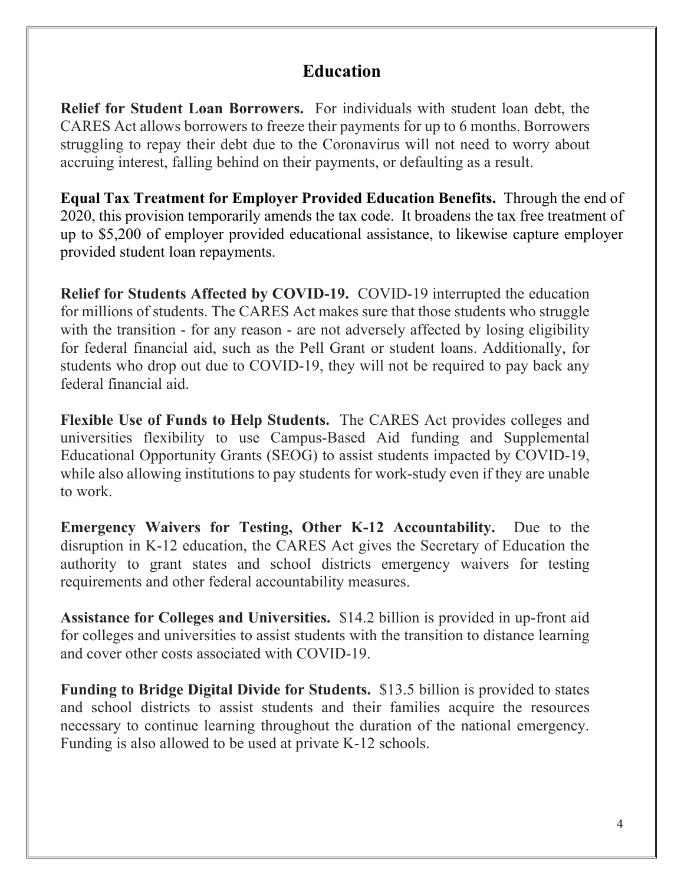## Education

**Relief for Student Loan Borrowers.** For individuals with student loan debt, the CARES Act allows borrowers to freeze their payments for up to 6 months. Borrowers struggling to repay their debt due to the Coronavirus will not need to worry about accruing interest, falling behind on their payments, or defaulting as a result.

**Equal Tax Treatment for Employer Provided Education Benefits.** Through the end of 2020, this provision temporarily amends the tax code. It broadens the tax free treatment of up to $5,200 of employer provided educational assistance, to likewise capture employer provided student loan repayments.

**Relief for Students Affected by COVID-19.** COVID-19 interrupted the education for millions of students. The CARES Act makes sure that those students who struggle with the transition - for any reason - are not adversely affected by losing eligibility for federal financial aid, such as the Pell Grant or student loans. Additionally, for students who drop out due to COVID-19, they will not be required to pay back any federal financial aid.

**Flexible Use of Funds to Help Students.** The CARES Act provides colleges and universities flexibility to use Campus-Based Aid funding and Supplemental Educational Opportunity Grants (SEOG) to assist students impacted by COVID-19, while also allowing institutions to pay students for work-study even if they are unable to work.

**Emergency Waivers for Testing, Other K-12 Accountability.** Due to the disruption in K-12 education, the CARES Act gives the Secretary of Education the authority to grant states and school districts emergency waivers for testing requirements and other federal accountability measures.

**Assistance for Colleges and Universities.** $14.2 billion is provided in up-front aid for colleges and universities to assist students with the transition to distance learning and cover other costs associated with COVID-19.

**Funding to Bridge Digital Divide for Students.** $13.5 billion is provided to states and school districts to assist students and their families acquire the resources necessary to continue learning throughout the duration of the national emergency. Funding is also allowed to be used at private K-12 schools.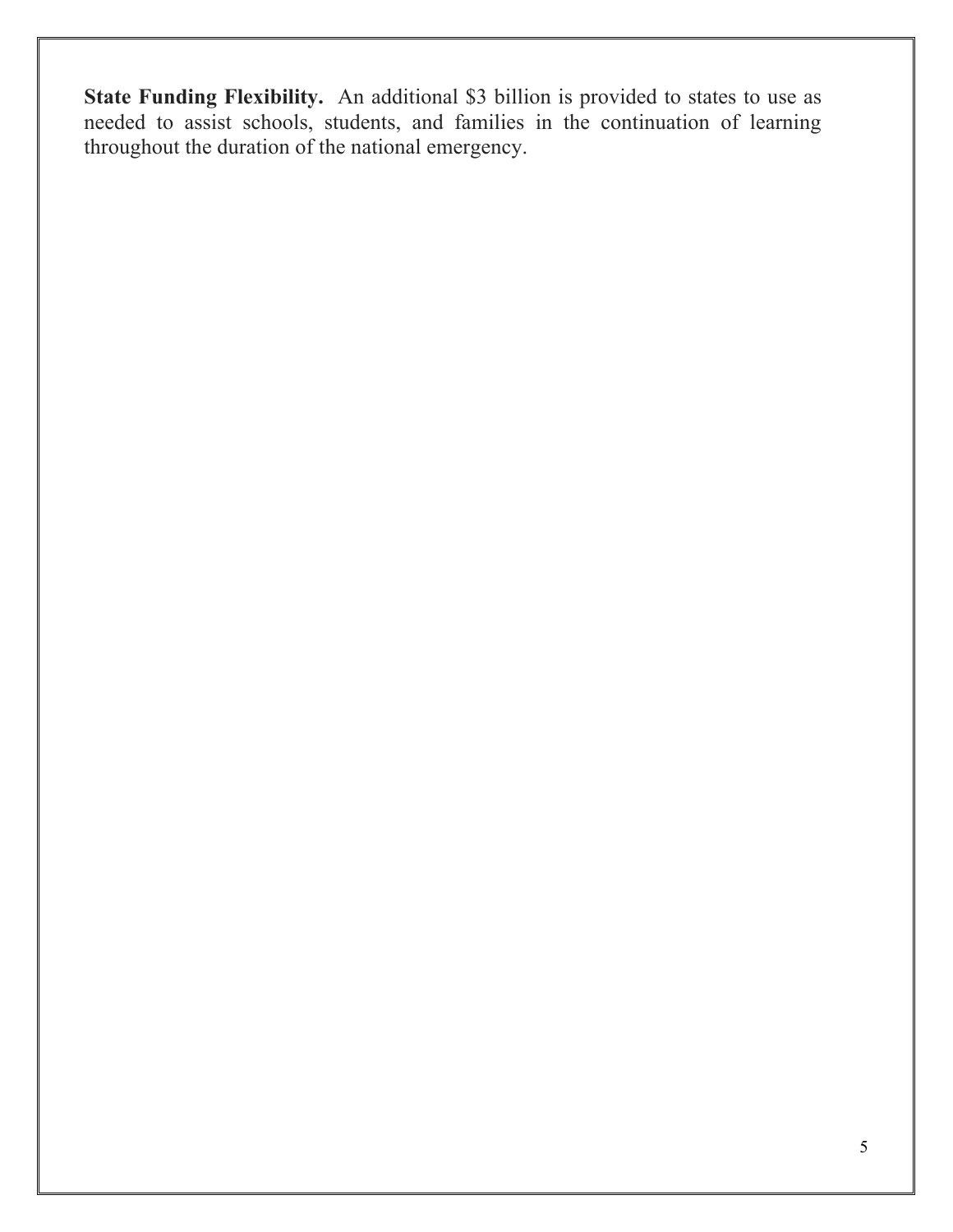**State Funding Flexibility.** An additional $3 billion is provided to states to use as needed to assist schools, students, and families in the continuation of learning throughout the duration of the national emergency.